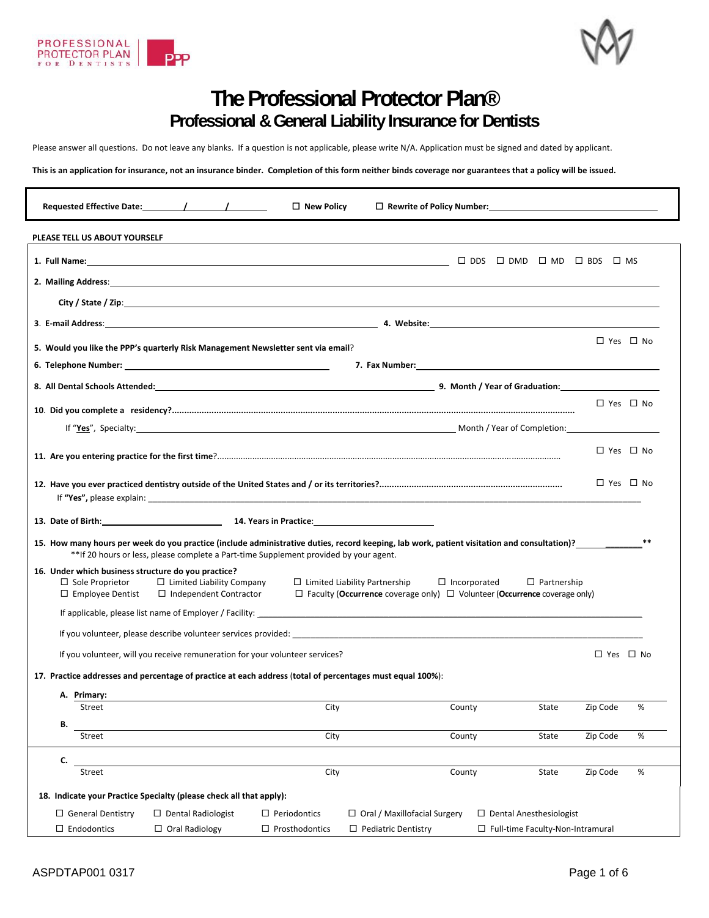PROFESSIONAL PROTECTOR PLAN FOR DENTISTS

# The Professional Protector Plan®

## Professional & General Liability Insurance for Dentists

Please answer all questions. Do not leave any blanks. If a question is not applicable, please write N/A. Application must be signed and dated by applicant.

**This is an application for insurance, not an insurance binder. Completion of this form neither binds coverage nor guarantees that a policy will be issued.**

**Requested Effective Date:** ______/______/______ ☐ **New Policy** ☐ **Rewrite of Policy Number:** ____________________

**PLEASE TELL US ABOUT YOURSELF**

1. **Full Name:** ______________________________ ☐ DDS ☐ DMD ☐ MD ☐ BDS ☐ MS
2. **Mailing Address:** ______________________________

   **City / State / Zip:** ______________________________
3. **E-mail Address:** ______________________________ 4. **Website:** ______________________________
5. **Would you like the PPP's quarterly Risk Management Newsletter sent via email?** ☐ Yes ☐ No
6. **Telephone Number:** ______________________________ 7. **Fax Number:** ______________________________
8. **All Dental Schools Attended:** ______________________________ 9. **Month / Year of Graduation:** ____________
10. **Did you complete a residency?**........................................ ☐ Yes ☐ No

    If "**Yes**", Specialty: ______________________________ Month / Year of Completion: ____________
11. **Are you entering practice for the first time?**........................................ ☐ Yes ☐ No
12. **Have you ever practiced dentistry outside of the United States and / or its territories?**........................................ ☐ Yes ☐ No

    If **"Yes"**, please explain: ______________________________
13. **Date of Birth:** ____________ 14. **Years in Practice:** ____________
15. **How many hours per week do you practice (include administrative duties, record keeping, lab work, patient visitation and consultation)?** ____________**

    **If 20 hours or less, please complete a Part-time Supplement provided by your agent.
16. **Under which business structure do you practice?**

    ☐ Sole Proprietor ☐ Limited Liability Company ☐ Limited Liability Partnership ☐ Incorporated ☐ Partnership
    ☐ Employee Dentist ☐ Independent Contractor ☐ Faculty (**Occurrence** coverage only) ☐ Volunteer (**Occurrence** coverage only)

    If applicable, please list name of Employer / Facility: ______________________________

    If you volunteer, please describe volunteer services provided: ______________________________

    If you volunteer, will you receive remuneration for your volunteer services? ☐ Yes ☐ No
17. **Practice addresses and percentage of practice at each address (total of percentages must equal 100%):**

    A. **Primary:** ______________________________

    Street City County State Zip Code %

    B. ______________________________

    Street City County State Zip Code %

    C. ______________________________

    Street City County State Zip Code %
18. **Indicate your Practice Specialty (please check all that apply):**

    ☐ General Dentistry ☐ Dental Radiologist ☐ Periodontics ☐ Oral / Maxillofacial Surgery ☐ Dental Anesthesiologist
    ☐ Endodontics ☐ Oral Radiology ☐ Prosthodontics ☐ Pediatric Dentistry ☐ Full-time Faculty-Non-Intramural

ASPDTAP001 0317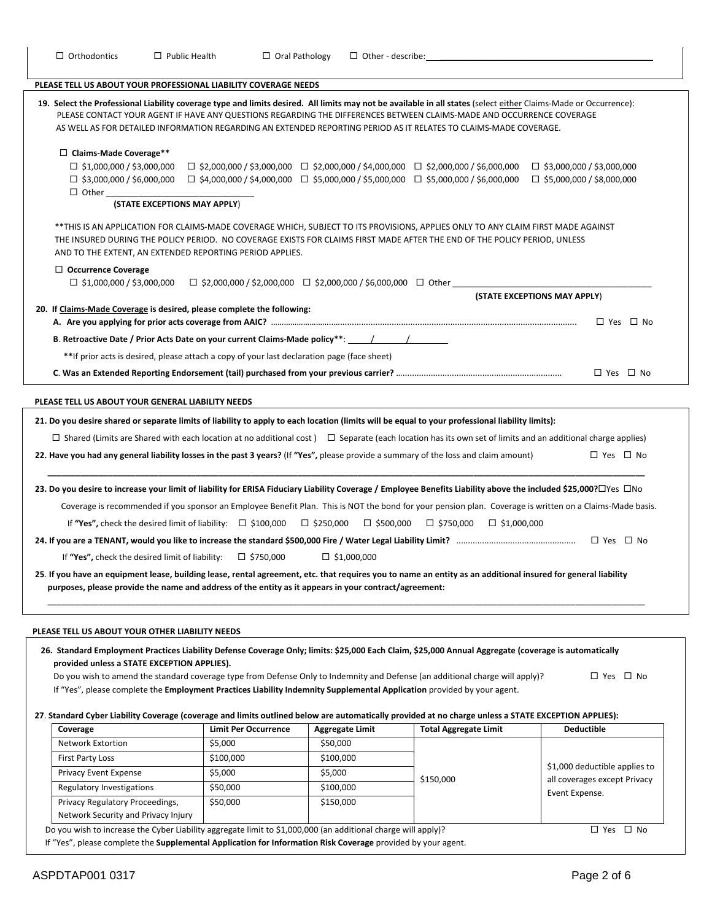☐ Orthodontics ☐ Public Health ☐ Oral Pathology ☐ Other - describe: ______________________________

**PLEASE TELL US ABOUT YOUR PROFESSIONAL LIABILITY COVERAGE NEEDS**

**19. Select the Professional Liability coverage type and limits desired. All limits may not be available in all states** (select either Claims-Made or Occurrence):
PLEASE CONTACT YOUR AGENT IF HAVE ANY QUESTIONS REGARDING THE DIFFERENCES BETWEEN CLAIMS-MADE AND OCCURRENCE COVERAGE AS WELL AS FOR DETAILED INFORMATION REGARDING AN EXTENDED REPORTING PERIOD AS IT RELATES TO CLAIMS-MADE COVERAGE.

☐ **Claims-Made Coverage****

☐ $1,000,000 / $3,000,000 ☐ $2,000,000 / $3,000,000 ☐ $2,000,000 / $4,000,000 ☐ $2,000,000 / $6,000,000 ☐ $3,000,000 / $3,000,000
☐ $3,000,000 / $6,000,000 ☐ $4,000,000 / $4,000,000 ☐ $5,000,000 / $5,000,000 ☐ $5,000,000 / $6,000,000 ☐ $5,000,000 / $8,000,000
☐ Other ______________________________
**(STATE EXCEPTIONS MAY APPLY)**

**THIS IS AN APPLICATION FOR CLAIMS-MADE COVERAGE WHICH, SUBJECT TO ITS PROVISIONS, APPLIES ONLY TO ANY CLAIM FIRST MADE AGAINST THE INSURED DURING THE POLICY PERIOD. NO COVERAGE EXISTS FOR CLAIMS FIRST MADE AFTER THE END OF THE POLICY PERIOD, UNLESS AND TO THE EXTENT, AN EXTENDED REPORTING PERIOD APPLIES.

☐ **Occurrence Coverage**

☐ $1,000,000 / $3,000,000 ☐ $2,000,000 / $2,000,000 ☐ $2,000,000 / $6,000,000 ☐ Other ______________________________
**(STATE EXCEPTIONS MAY APPLY)**

**20. If Claims-Made Coverage is desired, please complete the following:**

**A. Are you applying for prior acts coverage from AAIC?** ........ ☐ Yes ☐ No

**B. Retroactive Date / Prior Acts Date on your current Claims-Made policy****: _____/_____/_______

**If prior acts is desired, please attach a copy of your last declaration page (face sheet)

**C. Was an Extended Reporting Endorsement (tail) purchased from your previous carrier?** ........ ☐ Yes ☐ No

**PLEASE TELL US ABOUT YOUR GENERAL LIABILITY NEEDS**

**21. Do you desire shared or separate limits of liability to apply to each location (limits will be equal to your professional liability limits):**

☐ Shared (Limits are Shared with each location at no additional cost ) ☐ Separate (each location has its own set of limits and an additional charge applies)

**22. Have you had any general liability losses in the past 3 years?** (If **"Yes",** please provide a summary of the loss and claim amount) ☐ Yes ☐ No

______________________________________________________________________________

**23. Do you desire to increase your limit of liability for ERISA Fiduciary Liability Coverage / Employee Benefits Liability above the included $25,000?** ☐Yes ☐No

Coverage is recommended if you sponsor an Employee Benefit Plan. This is NOT the bond for your pension plan. Coverage is written on a Claims-Made basis.

If **"Yes",** check the desired limit of liability: ☐ $100,000 ☐ $250,000 ☐ $500,000 ☐ $750,000 ☐ $1,000,000

**24. If you are a TENANT, would you like to increase the standard $500,000 Fire / Water Legal Liability Limit?** ........ ☐ Yes ☐ No

If **"Yes",** check the desired limit of liability: ☐ $750,000 ☐ $1,000,000

**25. If you have an equipment lease, building lease, rental agreement, etc. that requires you to name an entity as an additional insured for general liability purposes, please provide the name and address of the entity as it appears in your contract/agreement:**

______________________________________________________________________________

**PLEASE TELL US ABOUT YOUR OTHER LIABILITY NEEDS**

**26. Standard Employment Practices Liability Defense Coverage Only; limits: $25,000 Each Claim, $25,000 Annual Aggregate (coverage is automatically provided unless a STATE EXCEPTION APPLIES).**

Do you wish to amend the standard coverage type from Defense Only to Indemnity and Defense (an additional charge will apply)? ☐ Yes ☐ No

If "Yes", please complete the **Employment Practices Liability Indemnity Supplemental Application** provided by your agent.

**27. Standard Cyber Liability Coverage (coverage and limits outlined below are automatically provided at no charge unless a STATE EXCEPTION APPLIES):**

| Coverage | Limit Per Occurrence | Aggregate Limit | Total Aggregate Limit | Deductible |
|---|---|---|---|---|
| Network Extortion | $5,000 | $50,000 | $150,000 | $1,000 deductible applies to all coverages except Privacy Event Expense. |
| First Party Loss | $100,000 | $100,000 | | |
| Privacy Event Expense | $5,000 | $5,000 | | |
| Regulatory Investigations | $50,000 | $100,000 | | |
| Privacy Regulatory Proceedings, Network Security and Privacy Injury | $50,000 | $150,000 | | |

Do you wish to increase the Cyber Liability aggregate limit to $1,000,000 (an additional charge will apply)? ☐ Yes ☐ No

If "Yes", please complete the **Supplemental Application for Information Risk Coverage** provided by your agent.

ASPDTAP001 0317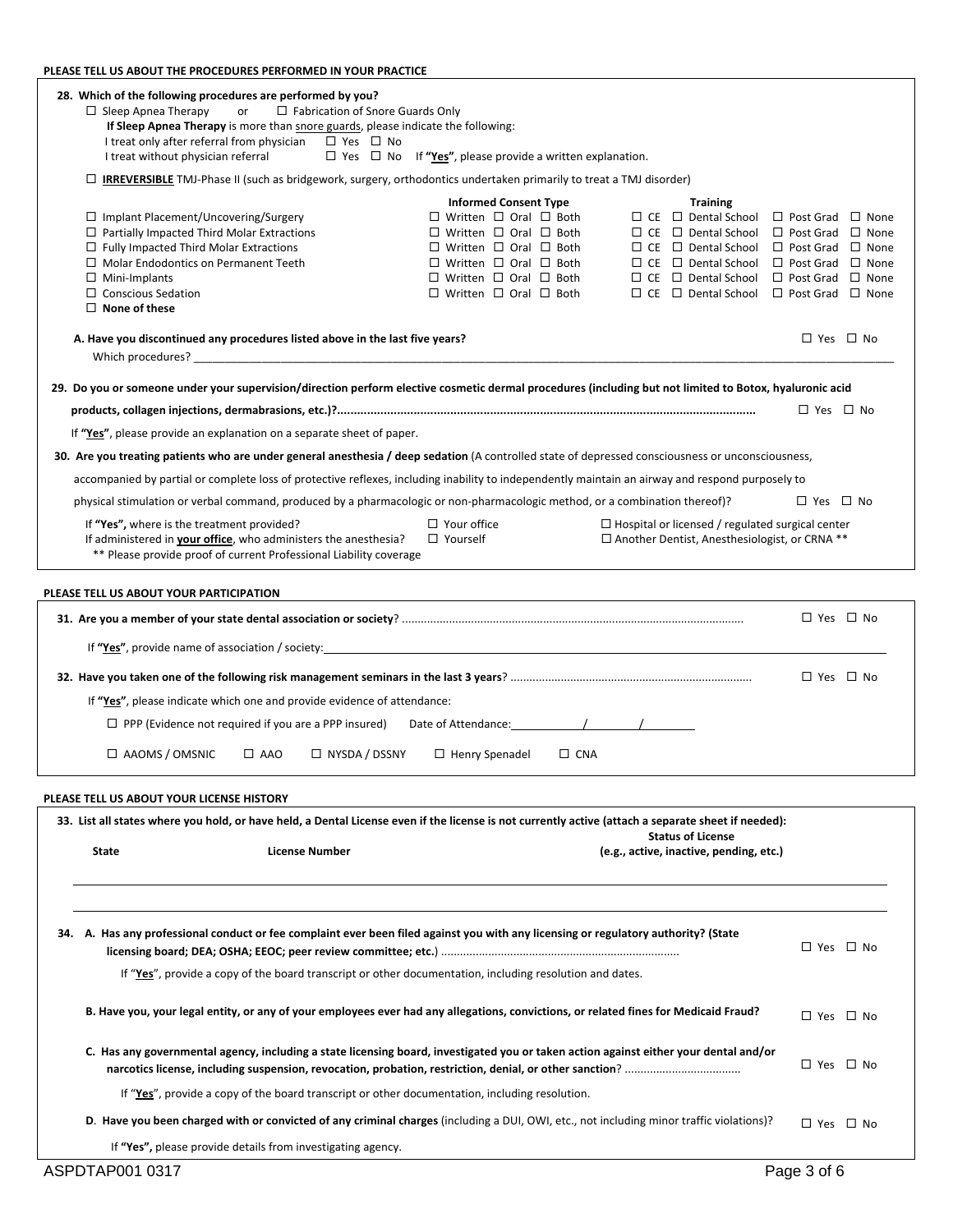**PLEASE TELL US ABOUT THE PROCEDURES PERFORMED IN YOUR PRACTICE**

**28. Which of the following procedures are performed by you?**

☐ Sleep Apnea Therapy or ☐ Fabrication of Snore Guards Only

**If Sleep Apnea Therapy** is more than snore guards, please indicate the following:

I treat only after referral from physician ☐ Yes ☐ No

I treat without physician referral ☐ Yes ☐ No If **"Yes"**, please provide a written explanation.

☐ **IRREVERSIBLE** TMJ-Phase II (such as bridgework, surgery, orthodontics undertaken primarily to treat a TMJ disorder)

| Procedure | Informed Consent Type | Training |
|---|---|---|
| ☐ Implant Placement/Uncovering/Surgery | ☐ Written ☐ Oral ☐ Both | ☐ CE ☐ Dental School ☐ Post Grad ☐ None |
| ☐ Partially Impacted Third Molar Extractions | ☐ Written ☐ Oral ☐ Both | ☐ CE ☐ Dental School ☐ Post Grad ☐ None |
| ☐ Fully Impacted Third Molar Extractions | ☐ Written ☐ Oral ☐ Both | ☐ CE ☐ Dental School ☐ Post Grad ☐ None |
| ☐ Molar Endodontics on Permanent Teeth | ☐ Written ☐ Oral ☐ Both | ☐ CE ☐ Dental School ☐ Post Grad ☐ None |
| ☐ Mini-Implants | ☐ Written ☐ Oral ☐ Both | ☐ CE ☐ Dental School ☐ Post Grad ☐ None |
| ☐ Conscious Sedation | ☐ Written ☐ Oral ☐ Both | ☐ CE ☐ Dental School ☐ Post Grad ☐ None |
| ☐ **None of these** | | |

**A. Have you discontinued any procedures listed above in the last five years?** ☐ Yes ☐ No

Which procedures? ____________________

**29. Do you or someone under your supervision/direction perform elective cosmetic dermal procedures (including but not limited to Botox, hyaluronic acid products, collagen injections, dermabrasions, etc.)?** ☐ Yes ☐ No

If **"Yes"**, please provide an explanation on a separate sheet of paper.

**30. Are you treating patients who are under general anesthesia / deep sedation** (A controlled state of depressed consciousness or unconsciousness, accompanied by partial or complete loss of protective reflexes, including inability to independently maintain an airway and respond purposely to physical stimulation or verbal command, produced by a pharmacologic or non-pharmacologic method, or a combination thereof)? ☐ Yes ☐ No

If **"Yes",** where is the treatment provided? ☐ Your office ☐ Hospital or licensed / regulated surgical center

If administered in **your office**, who administers the anesthesia? ☐ Yourself ☐ Another Dentist, Anesthesiologist, or CRNA **

** Please provide proof of current Professional Liability coverage

**PLEASE TELL US ABOUT YOUR PARTICIPATION**

**31. Are you a member of your state dental association or society**? ☐ Yes ☐ No

If **"Yes"**, provide name of association / society: ____________________

**32. Have you taken one of the following risk management seminars in the last 3 years**? ☐ Yes ☐ No

If **"Yes"**, please indicate which one and provide evidence of attendance:

☐ PPP (Evidence not required if you are a PPP insured) Date of Attendance: ____/____/____

☐ AAOMS / OMSNIC ☐ AAO ☐ NYSDA / DSSNY ☐ Henry Spenadel ☐ CNA

**PLEASE TELL US ABOUT YOUR LICENSE HISTORY**

**33. List all states where you hold, or have held, a Dental License even if the license is not currently active (attach a separate sheet if needed):**

| State | License Number | Status of License (e.g., active, inactive, pending, etc.) |
|---|---|---|
| | | |
| | | |

**34. A. Has any professional conduct or fee complaint ever been filed against you with any licensing or regulatory authority? (State licensing board; DEA; OSHA; EEOC; peer review committee; etc.)** ☐ Yes ☐ No

If "**Yes**", provide a copy of the board transcript or other documentation, including resolution and dates.

**B. Have you, your legal entity, or any of your employees ever had any allegations, convictions, or related fines for Medicaid Fraud?** ☐ Yes ☐ No

**C. Has any governmental agency, including a state licensing board, investigated you or taken action against either your dental and/or narcotics license, including suspension, revocation, probation, restriction, denial, or other sanction**? ☐ Yes ☐ No

If "**Yes**", provide a copy of the board transcript or other documentation, including resolution.

**D. Have you been charged with or convicted of any criminal charges** (including a DUI, OWI, etc., not including minor traffic violations)? ☐ Yes ☐ No

If **"Yes",** please provide details from investigating agency.

ASPDTAP001 0317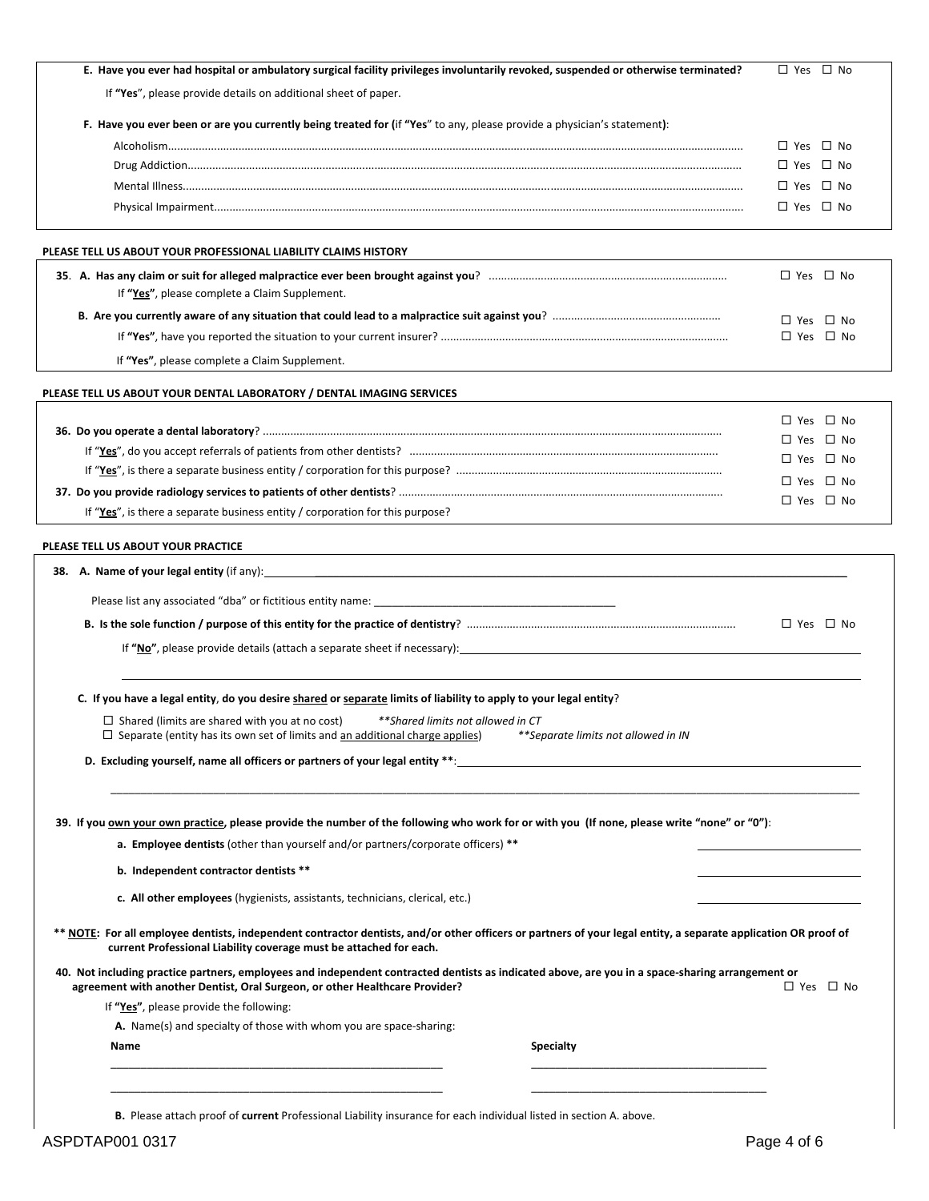**E. Have you ever had hospital or ambulatory surgical facility privileges involuntarily revoked, suspended or otherwise terminated?** ☐ Yes ☐ No

If **"Yes"**, please provide details on additional sheet of paper.

**F. Have you ever been or are you currently being treated for (**if **"Yes"** to any, please provide a physician's statement**)**:

- Alcoholism........................................................................ ☐ Yes ☐ No
- Drug Addiction................................................................... ☐ Yes ☐ No
- Mental Illness..................................................................... ☐ Yes ☐ No
- Physical Impairment............................................................ ☐ Yes ☐ No

**PLEASE TELL US ABOUT YOUR PROFESSIONAL LIABILITY CLAIMS HISTORY**

**35. A. Has any claim or suit for alleged malpractice ever been brought against you**? ........................................ ☐ Yes ☐ No

If **"Yes"**, please complete a Claim Supplement.

**B. Are you currently aware of any situation that could lead to a malpractice suit against you**? ........................ ☐ Yes ☐ No

If **"Yes"**, have you reported the situation to your current insurer? ........................................ ☐ Yes ☐ No

If **"Yes"**, please complete a Claim Supplement.

**PLEASE TELL US ABOUT YOUR DENTAL LABORATORY / DENTAL IMAGING SERVICES**

**36. Do you operate a dental laboratory**? ........................................ ☐ Yes ☐ No

If "**Yes**", do you accept referrals of patients from other dentists? ........................................ ☐ Yes ☐ No

If "**Yes**", is there a separate business entity / corporation for this purpose? ........................................ ☐ Yes ☐ No

**37. Do you provide radiology services to patients of other dentists**? ........................................ ☐ Yes ☐ No

If "**Yes**", is there a separate business entity / corporation for this purpose? ☐ Yes ☐ No

**PLEASE TELL US ABOUT YOUR PRACTICE**

**38. A. Name of your legal entity** (if any): ____________________________________________

Please list any associated "dba" or fictitious entity name: ____________________________________________

**B. Is the sole function / purpose of this entity for the practice of dentistry**? ........................................ ☐ Yes ☐ No

If **"No"**, please provide details (attach a separate sheet if necessary): ____________________________________________

____________________________________________

**C. If you have a legal entity**, **do you desire shared or separate limits of liability to apply to your legal entity**?

☐ Shared (limits are shared with you at no cost) *\*\*Shared limits not allowed in CT*

☐ Separate (entity has its own set of limits and an additional charge applies) *\*\*Separate limits not allowed in IN*

**D. Excluding yourself, name all officers or partners of your legal entity \*\***: ____________________________________________

____________________________________________

**39. If you own your own practice, please provide the number of the following who work for or with you (If none, please write "none" or "0")**:

a. **Employee dentists** (other than yourself and/or partners/corporate officers) **\*\*** ____________

b. **Independent contractor dentists \*\*** ____________

c. **All other employees** (hygienists, assistants, technicians, clerical, etc.) ____________

**\*\* NOTE: For all employee dentists, independent contractor dentists, and/or other officers or partners of your legal entity, a separate application OR proof of current Professional Liability coverage must be attached for each.**

**40. Not including practice partners, employees and independent contracted dentists as indicated above, are you in a space-sharing arrangement or agreement with another Dentist, Oral Surgeon, or other Healthcare Provider?** ☐ Yes ☐ No

If **"Yes"**, please provide the following:

**A.** Name(s) and specialty of those with whom you are space-sharing:

| Name | Specialty |
|---|---|
| | |
| | |

**B.** Please attach proof of **current** Professional Liability insurance for each individual listed in section A. above.

ASPDTAP001 0317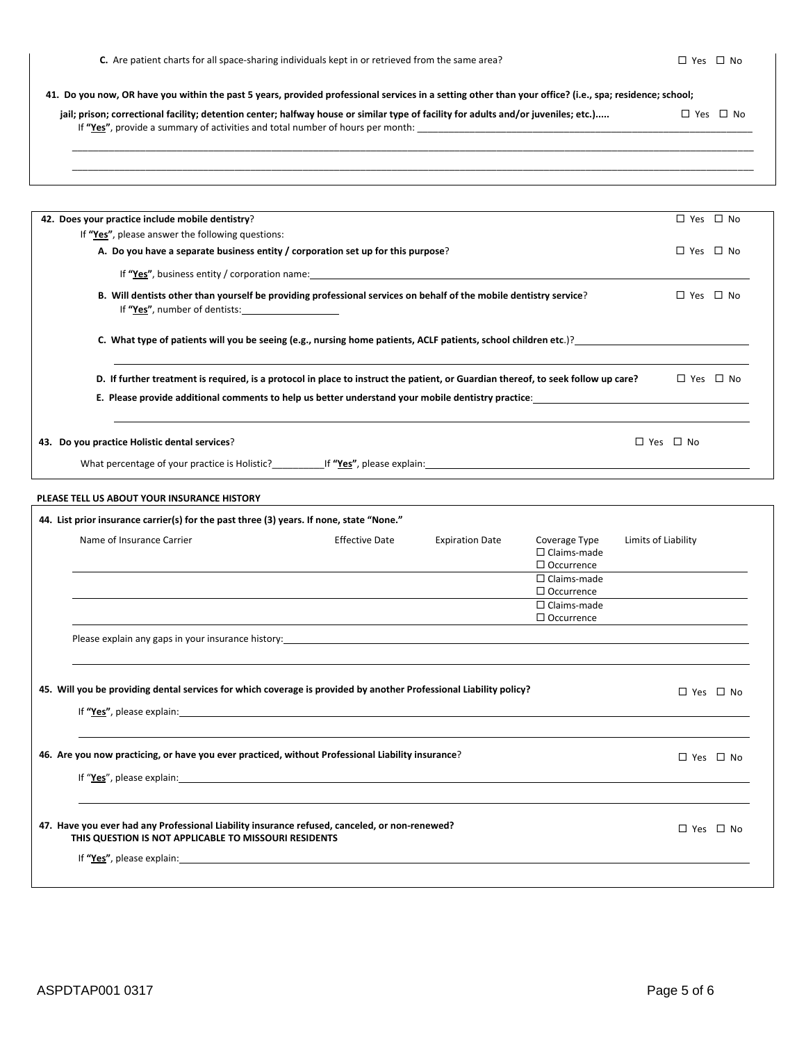**C.** Are patient charts for all space-sharing individuals kept in or retrieved from the same area? ☐ Yes ☐ No

**41. Do you now, OR have you within the past 5 years, provided professional services in a setting other than your office? (i.e., spa; residence; school; jail; prison; correctional facility; detention center; halfway house or similar type of facility for adults and/or juveniles; etc.).....** ☐ Yes ☐ No

If **"Yes"**, provide a summary of activities and total number of hours per month: ______________________________

______________________________

______________________________

**42. Does your practice include mobile dentistry**? ☐ Yes ☐ No

If **"Yes"**, please answer the following questions:

**A. Do you have a separate business entity / corporation set up for this purpose**? ☐ Yes ☐ No

If **"Yes"**, business entity / corporation name: ______________________________

**B. Will dentists other than yourself be providing professional services on behalf of the mobile dentistry service**? ☐ Yes ☐ No

If **"Yes"**, number of dentists: __________

**C. What type of patients will you be seeing (e.g., nursing home patients, ACLF patients, school children etc**.)? ______________________________

______________________________

**D. If further treatment is required, is a protocol in place to instruct the patient, or Guardian thereof, to seek follow up care?** ☐ Yes ☐ No

**E. Please provide additional comments to help us better understand your mobile dentistry practice**: ______________________________

______________________________

**43. Do you practice Holistic dental services**? ☐ Yes ☐ No

What percentage of your practice is Holistic?__________If **"Yes"**, please explain: ______________________________

**PLEASE TELL US ABOUT YOUR INSURANCE HISTORY**

**44. List prior insurance carrier(s) for the past three (3) years. If none, state "None."**

| Name of Insurance Carrier | Effective Date | Expiration Date | Coverage Type | Limits of Liability |
|---|---|---|---|---|
| | | | ☐ Claims-made ☐ Occurrence | |
| | | | ☐ Claims-made ☐ Occurrence | |
| | | | ☐ Claims-made ☐ Occurrence | |

Please explain any gaps in your insurance history: ______________________________

______________________________

**45. Will you be providing dental services for which coverage is provided by another Professional Liability policy?** ☐ Yes ☐ No

If **"Yes"**, please explain: ______________________________

______________________________

**46. Are you now practicing, or have you ever practiced, without Professional Liability insurance**? ☐ Yes ☐ No

If "**Yes**", please explain: ______________________________

______________________________

**47. Have you ever had any Professional Liability insurance refused, canceled, or non-renewed?** ☐ Yes ☐ No

**THIS QUESTION IS NOT APPLICABLE TO MISSOURI RESIDENTS**

If **"Yes"**, please explain: ______________________________

ASPDTAP001 0317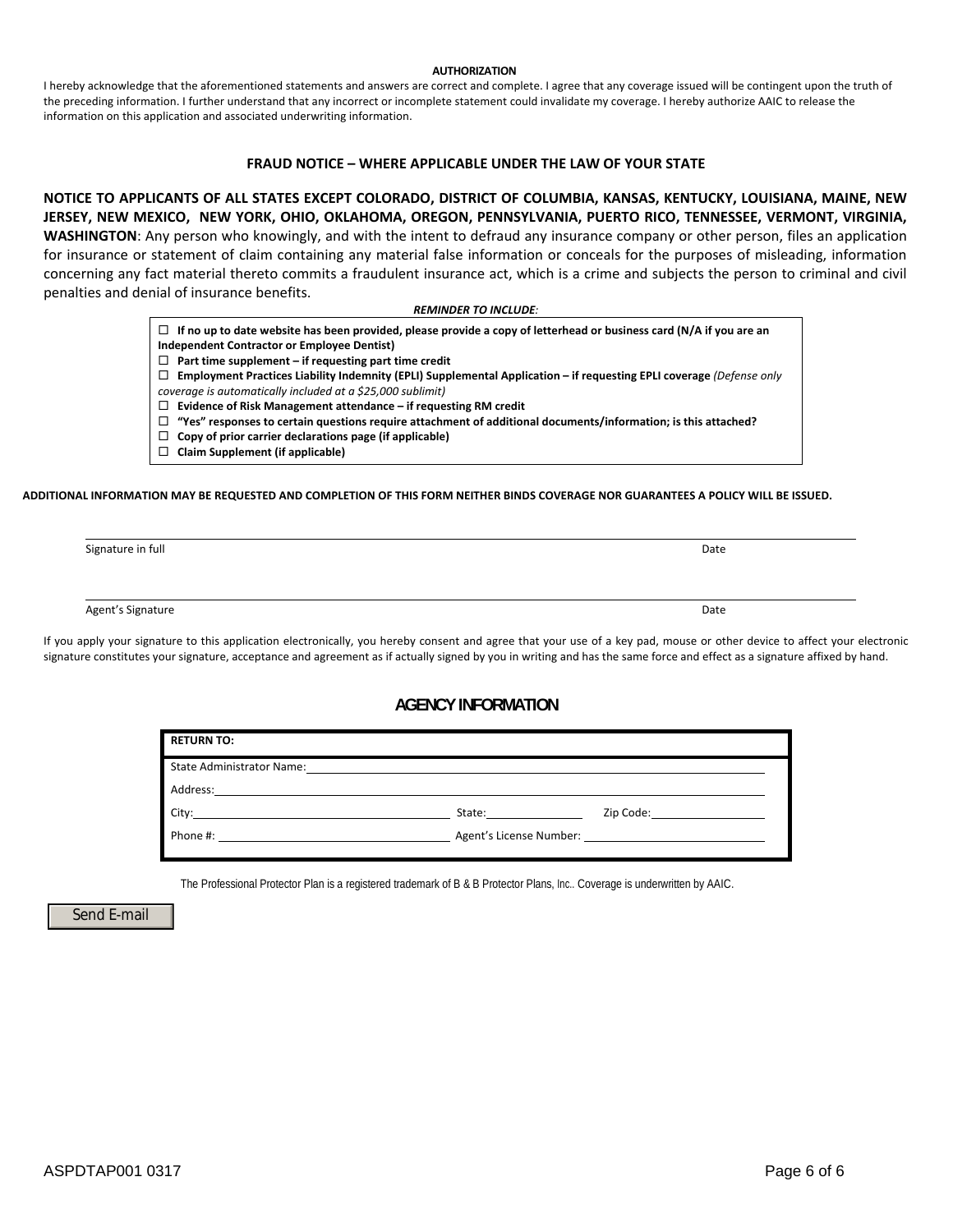**AUTHORIZATION**

I hereby acknowledge that the aforementioned statements and answers are correct and complete. I agree that any coverage issued will be contingent upon the truth of the preceding information. I further understand that any incorrect or incomplete statement could invalidate my coverage. I hereby authorize AAIC to release the information on this application and associated underwriting information.

**FRAUD NOTICE – WHERE APPLICABLE UNDER THE LAW OF YOUR STATE**

**NOTICE TO APPLICANTS OF ALL STATES EXCEPT COLORADO, DISTRICT OF COLUMBIA, KANSAS, KENTUCKY, LOUISIANA, MAINE, NEW JERSEY, NEW MEXICO, NEW YORK, OHIO, OKLAHOMA, OREGON, PENNSYLVANIA, PUERTO RICO, TENNESSEE, VERMONT, VIRGINIA, WASHINGTON**: Any person who knowingly, and with the intent to defraud any insurance company or other person, files an application for insurance or statement of claim containing any material false information or conceals for the purposes of misleading, information concerning any fact material thereto commits a fraudulent insurance act, which is a crime and subjects the person to criminal and civil penalties and denial of insurance benefits.

***REMINDER TO INCLUDE:***

- ☐ **If no up to date website has been provided, please provide a copy of letterhead or business card (N/A if you are an Independent Contractor or Employee Dentist)**
- ☐ **Part time supplement – if requesting part time credit**
- ☐ **Employment Practices Liability Indemnity (EPLI) Supplemental Application – if requesting EPLI coverage** *(Defense only coverage is automatically included at a $25,000 sublimit)*
- ☐ **Evidence of Risk Management attendance – if requesting RM credit**
- ☐ **"Yes" responses to certain questions require attachment of additional documents/information; is this attached?**
- ☐ **Copy of prior carrier declarations page (if applicable)**
- ☐ **Claim Supplement (if applicable)**

**ADDITIONAL INFORMATION MAY BE REQUESTED AND COMPLETION OF THIS FORM NEITHER BINDS COVERAGE NOR GUARANTEES A POLICY WILL BE ISSUED.**

Signature in full ______________________________ Date __________

Agent's Signature ______________________________ Date __________

If you apply your signature to this application electronically, you hereby consent and agree that your use of a key pad, mouse or other device to affect your electronic signature constitutes your signature, acceptance and agreement as if actually signed by you in writing and has the same force and effect as a signature affixed by hand.

## AGENCY INFORMATION

**RETURN TO:**

State Administrator Name: ______________________________

Address: ______________________________

City: ______________________ State: __________ Zip Code: __________

Phone #: ______________________ Agent's License Number: ______________________

The Professional Protector Plan is a registered trademark of B & B Protector Plans, Inc.. Coverage is underwritten by AAIC.

Send E-mail

ASPDTAP001 0317